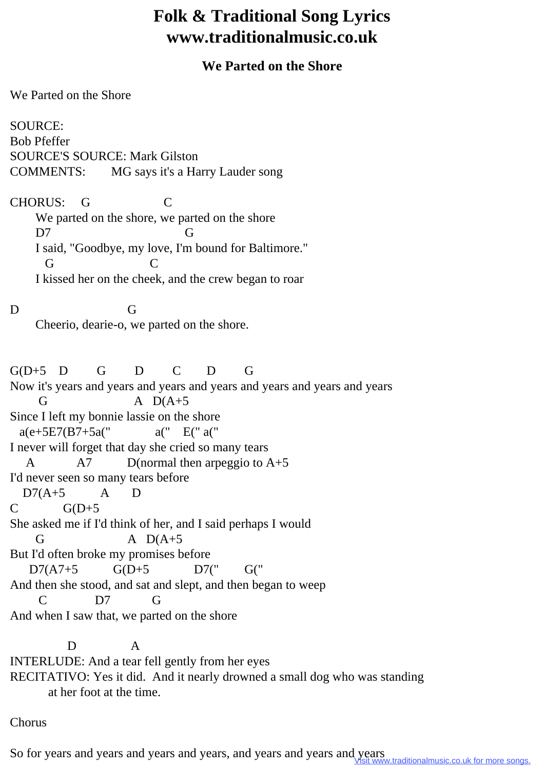# Folk & Traditional Song Lyrics
# www.traditionalmusic.co.uk

## We Parted on the Shore

We Parted on the Shore

SOURCE:
Bob Pfeffer
SOURCE'S SOURCE: Mark Gilston
COMMENTS: MG says it's a Harry Lauder song

```
CHORUS:    G                    C
      We parted on the shore, we parted on the shore
      D7                              G
      I said, "Goodbye, my love, I'm bound for Baltimore."
        G                       C
      I kissed her on the cheek, and the crew began to roar

D                          G
      Cheerio, dearie-o, we parted on the shore.


G(D+5    D       G        D        C       D        G
Now it's years and years and years and years and years and years and years
        G                      A   D(A+5
Since I left my bonnie lassie on the shore
   a(e+5E7(B7+5a("             a("    E(" a("
I never will forget that day she cried so many tears
     A           A7          D(normal then arpeggio to A+5
I'd never seen so many tears before
   D7(A+5         A       D
C            G(D+5
She asked me if I'd think of her, and I said perhaps I would
       G                       A   D(A+5
But I'd often broke my promises before
     D7(A7+5          G(D+5            D7("        G("
And then she stood, and sat and slept, and then began to weep
        C             D7           G
And when I saw that, we parted on the shore

               D              A
INTERLUDE: And a tear fell gently from her eyes
RECITATIVO: Yes it did.  And it nearly drowned a small dog who was standing
          at her foot at the time.

Chorus

So for years and years and years and years, and years and years and years
```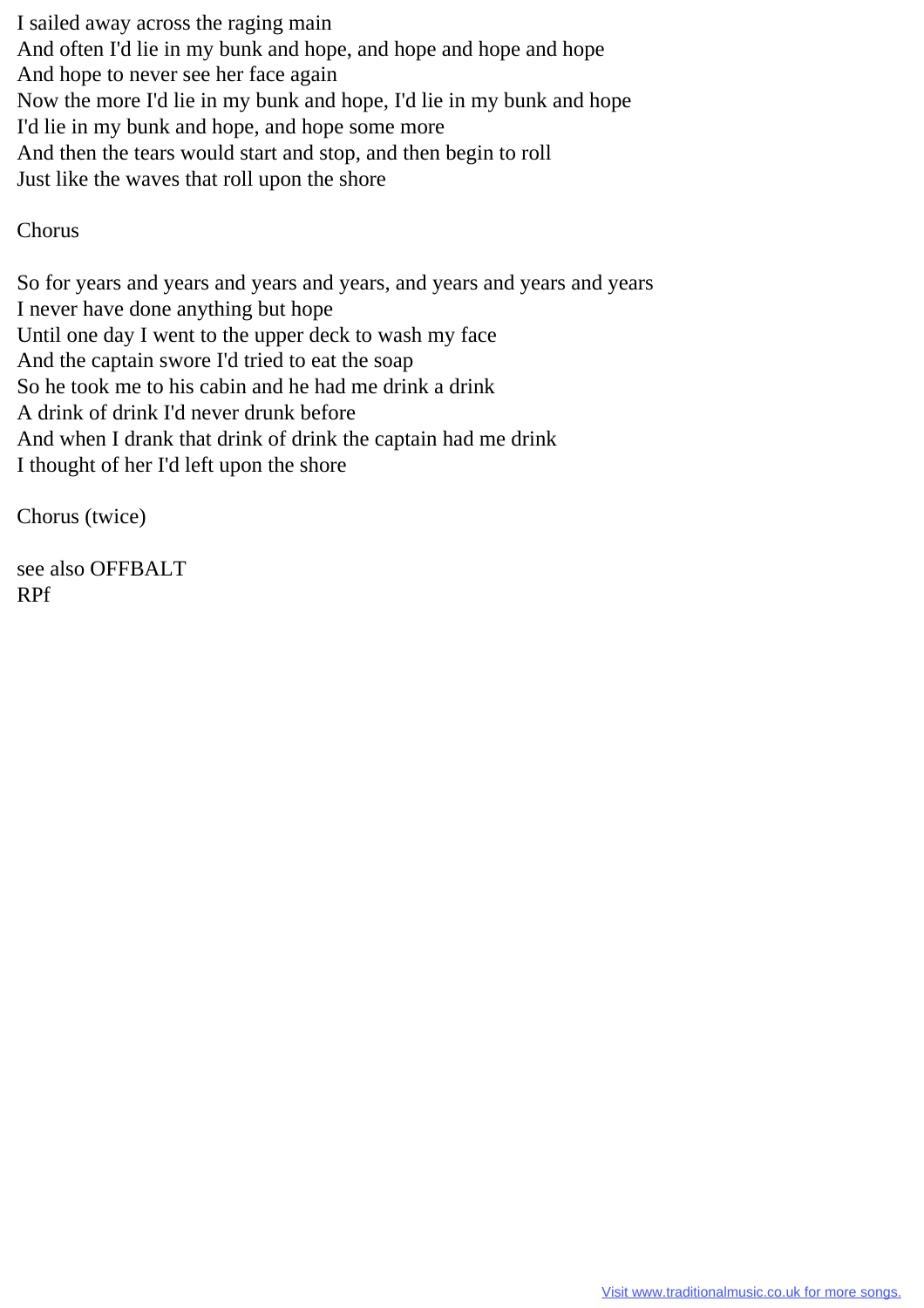I sailed away across the raging main
And often I'd lie in my bunk and hope, and hope and hope and hope
And hope to never see her face again
Now the more I'd lie in my bunk and hope, I'd lie in my bunk and hope
I'd lie in my bunk and hope, and hope some more
And then the tears would start and stop, and then begin to roll
Just like the waves that roll upon the shore

Chorus

So for years and years and years and years, and years and years and years
I never have done anything but hope
Until one day I went to the upper deck to wash my face
And the captain swore I'd tried to eat the soap
So he took me to his cabin and he had me drink a drink
A drink of drink I'd never drunk before
And when I drank that drink of drink the captain had me drink
I thought of her I'd left upon the shore

Chorus (twice)

see also OFFBALT
RPf